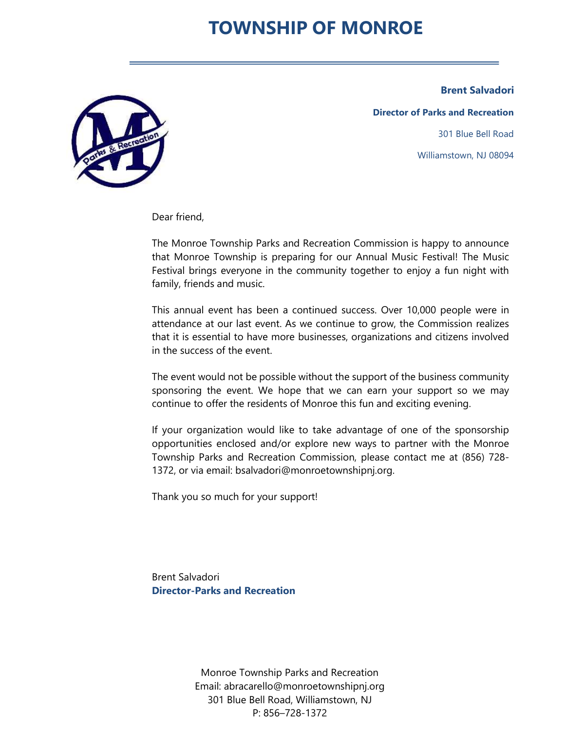# TOWNSHIP OF MONROE

**Brent Salvadori**

**Director of Parks and Recreation**

301 Blue Bell Road

Williamstown, NJ 08094

Dear friend,

The Monroe Township Parks and Recreation Commission is happy to announce that Monroe Township is preparing for our Annual Music Festival! The Music Festival brings everyone in the community together to enjoy a fun night with family, friends and music.

This annual event has been a continued success. Over 10,000 people were in attendance at our last event. As we continue to grow, the Commission realizes that it is essential to have more businesses, organizations and citizens involved in the success of the event.

The event would not be possible without the support of the business community sponsoring the event. We hope that we can earn your support so we may continue to offer the residents of Monroe this fun and exciting evening.

If your organization would like to take advantage of one of the sponsorship opportunities enclosed and/or explore new ways to partner with the Monroe Township Parks and Recreation Commission, please contact me at (856) 728-1372, or via email: bsalvadori@monroetownshipnj.org.

Thank you so much for your support!

Brent Salvadori
**Director-Parks and Recreation**

Monroe Township Parks and Recreation
Email: abracarello@monroetownshipnj.org
301 Blue Bell Road, Williamstown, NJ
P: 856–728-1372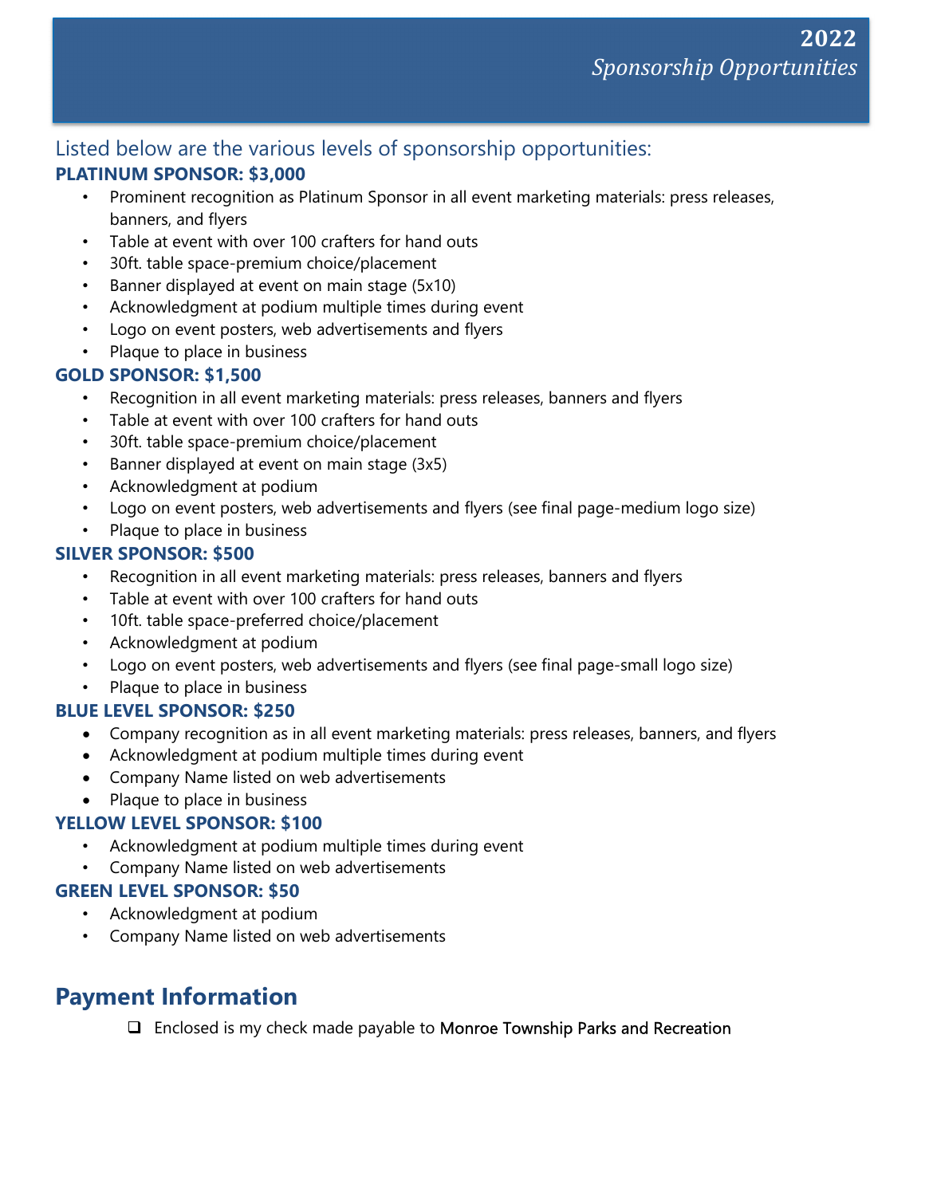# 2022
*Sponsorship Opportunities*

Listed below are the various levels of sponsorship opportunities:

## PLATINUM SPONSOR: $3,000

- Prominent recognition as Platinum Sponsor in all event marketing materials: press releases, banners, and flyers
- Table at event with over 100 crafters for hand outs
- 30ft. table space-premium choice/placement
- Banner displayed at event on main stage (5x10)
- Acknowledgment at podium multiple times during event
- Logo on event posters, web advertisements and flyers
- Plaque to place in business

## GOLD SPONSOR: $1,500

- Recognition in all event marketing materials: press releases, banners and flyers
- Table at event with over 100 crafters for hand outs
- 30ft. table space-premium choice/placement
- Banner displayed at event on main stage (3x5)
- Acknowledgment at podium
- Logo on event posters, web advertisements and flyers (see final page-medium logo size)
- Plaque to place in business

## SILVER SPONSOR: $500

- Recognition in all event marketing materials: press releases, banners and flyers
- Table at event with over 100 crafters for hand outs
- 10ft. table space-preferred choice/placement
- Acknowledgment at podium
- Logo on event posters, web advertisements and flyers (see final page-small logo size)
- Plaque to place in business

## BLUE LEVEL SPONSOR: $250

- Company recognition as in all event marketing materials: press releases, banners, and flyers
- Acknowledgment at podium multiple times during event
- Company Name listed on web advertisements
- Plaque to place in business

## YELLOW LEVEL SPONSOR: $100

- Acknowledgment at podium multiple times during event
- Company Name listed on web advertisements

## GREEN LEVEL SPONSOR: $50

- Acknowledgment at podium
- Company Name listed on web advertisements

# Payment Information

- ☐ Enclosed is my check made payable to Monroe Township Parks and Recreation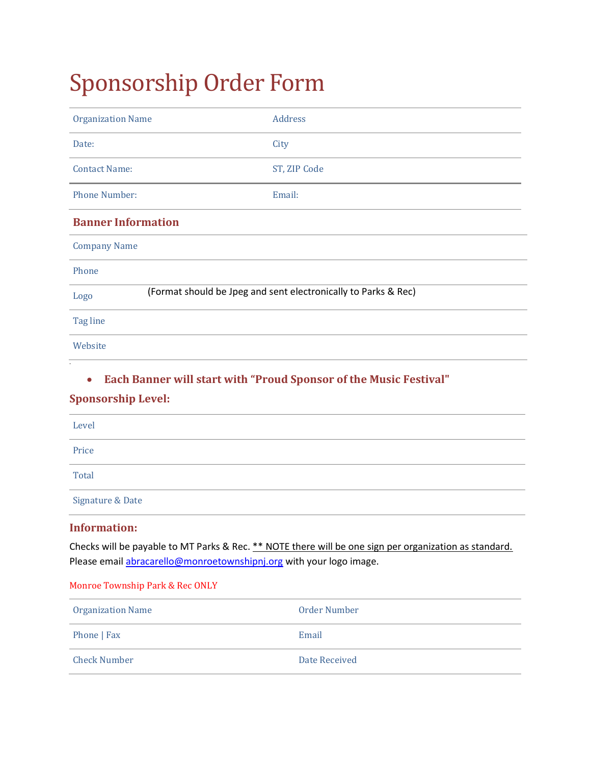# Sponsorship Order Form

| | |
|---|---|
| Organization Name | Address |
| Date: | City |
| Contact Name: | ST, ZIP Code |
| Phone Number: | Email: |

## Banner Information

| | |
|---|---|
| Company Name | |
| Phone | |
| Logo | (Format should be Jpeg and sent electronically to Parks & Rec) |
| Tag line | |
| Website | |

- **Each Banner will start with "Proud Sponsor of the Music Festival"**

## Sponsorship Level:

| | |
|---|---|
| Level | |
| Price | |
| Total | |
| Signature & Date | |

## Information:

Checks will be payable to MT Parks & Rec. ** NOTE there will be one sign per organization as standard. Please email abracarello@monroetownshipnj.org with your logo image.

Monroe Township Park & Rec ONLY

| | |
|---|---|
| Organization Name | Order Number |
| Phone \| Fax | Email |
| Check Number | Date Received |